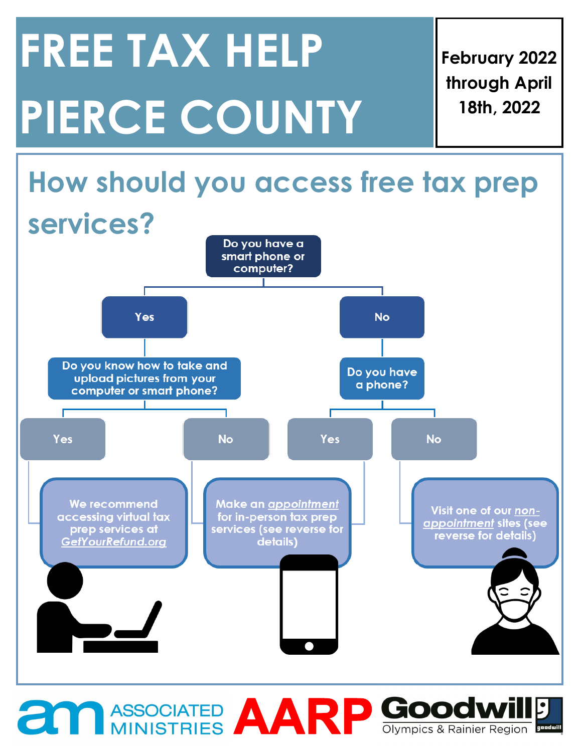# FREE TAX HELP PIERCE COUNTY

**February 2022 through April 18th, 2022**

## How should you access free tax prep services?

**Do you have a smart phone or computer?**

- **Yes** → **Do you know how to take and upload pictures from your computer or smart phone?**
  - **Yes** → We recommend accessing virtual tax prep services at *GetYourRefund.org*
  - **No** → Make an *appointment* for in-person tax prep services (see reverse for details)
- **No** → **Do you have a phone?**
  - **Yes** → Make an *appointment* for in-person tax prep services (see reverse for details)
  - **No** → Visit one of our *non-appointment* sites (see reverse for details)

ASSOCIATED MINISTRIES | AARP | Goodwill Olympics & Rainier Region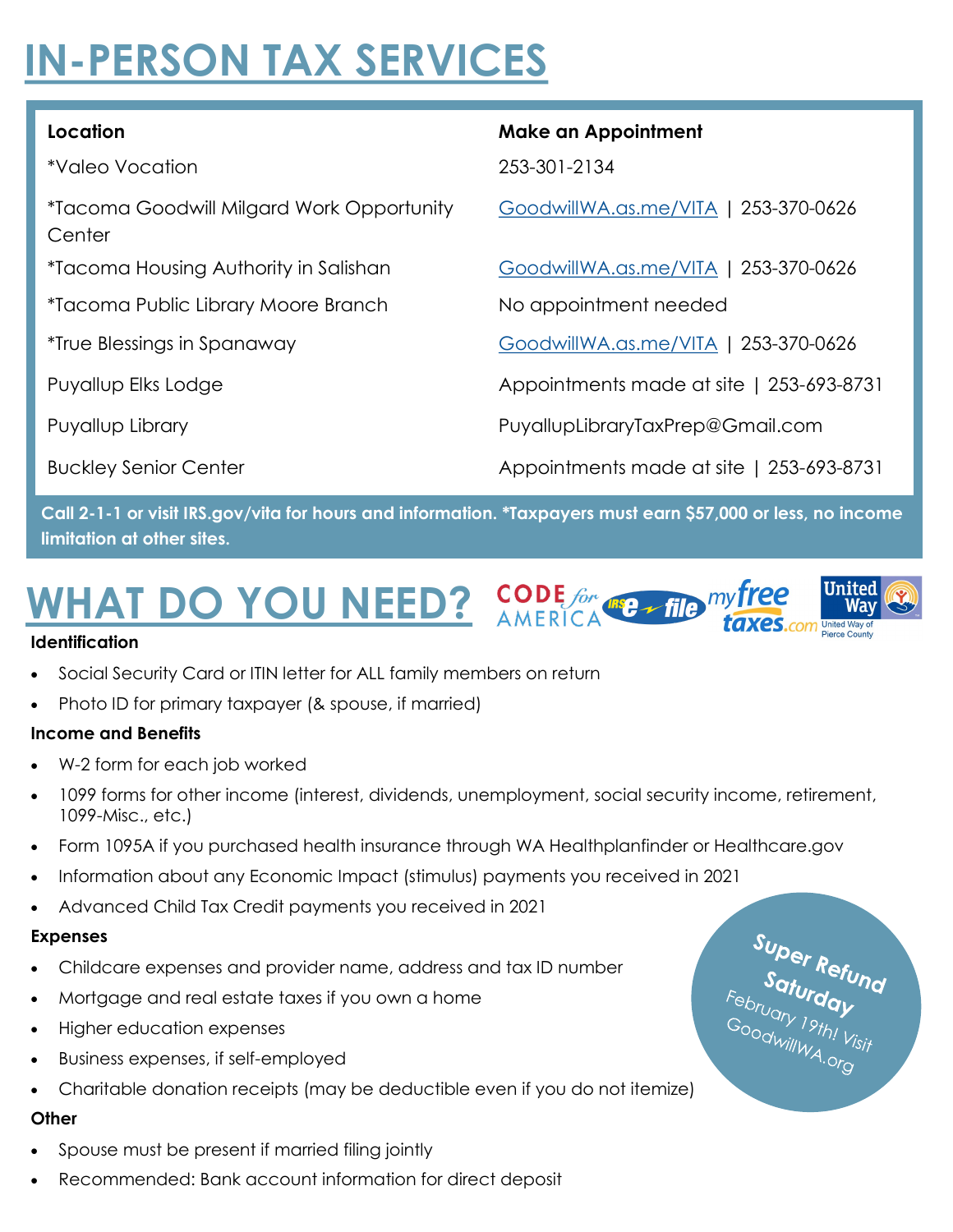# IN-PERSON TAX SERVICES

| Location | Make an Appointment |
| --- | --- |
| *Valeo Vocation | 253-301-2134 |
| *Tacoma Goodwill Milgard Work Opportunity Center | GoodwillWA.as.me/VITA \| 253-370-0626 |
| *Tacoma Housing Authority in Salishan | GoodwillWA.as.me/VITA \| 253-370-0626 |
| *Tacoma Public Library Moore Branch | No appointment needed |
| *True Blessings in Spanaway | GoodwillWA.as.me/VITA \| 253-370-0626 |
| Puyallup Elks Lodge | Appointments made at site \| 253-693-8731 |
| Puyallup Library | PuyallupLibraryTaxPrep@Gmail.com |
| Buckley Senior Center | Appointments made at site \| 253-693-8731 |

**Call 2-1-1 or visit IRS.gov/vita for hours and information. *Taxpayers must earn $57,000 or less, no income limitation at other sites.**

# WHAT DO YOU NEED?

CODE for AMERICA | IRS e-file | myfreetaxes.com | United Way of Pierce County

**Identification**

- Social Security Card or ITIN letter for ALL family members on return
- Photo ID for primary taxpayer (& spouse, if married)

**Income and Benefits**

- W-2 form for each job worked
- 1099 forms for other income (interest, dividends, unemployment, social security income, retirement, 1099-Misc., etc.)
- Form 1095A if you purchased health insurance through WA Healthplanfinder or Healthcare.gov
- Information about any Economic Impact (stimulus) payments you received in 2021
- Advanced Child Tax Credit payments you received in 2021

**Expenses**

- Childcare expenses and provider name, address and tax ID number
- Mortgage and real estate taxes if you own a home
- Higher education expenses
- Business expenses, if self-employed
- Charitable donation receipts (may be deductible even if you do not itemize)

**Other**

- Spouse must be present if married filing jointly
- Recommended: Bank account information for direct deposit

**Super Refund Saturday** February 19th! Visit GoodwillWA.org